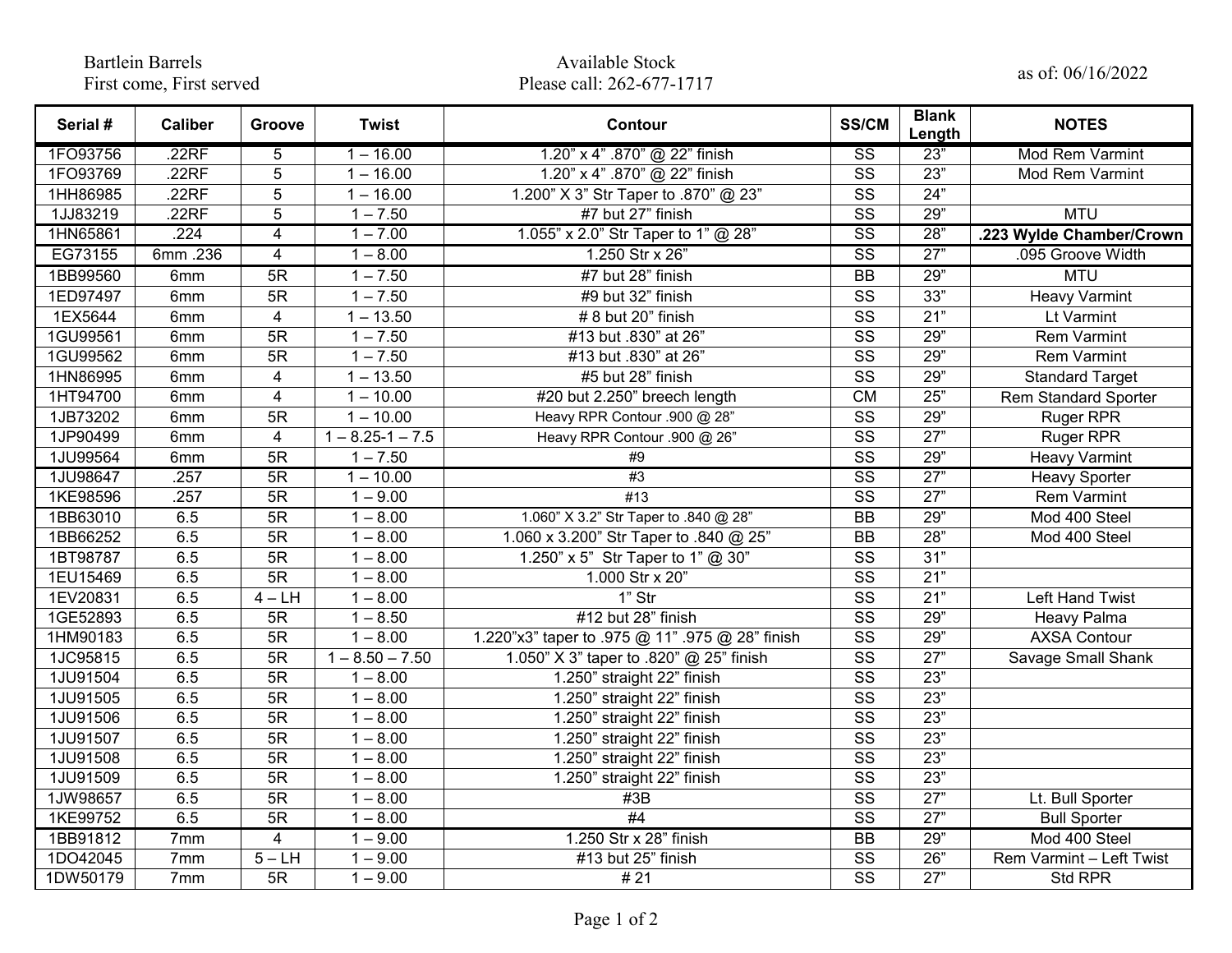Bartlein Barrels
First come, First served

Available Stock
Please call: 262-677-1717

as of: 06/16/2022

| Serial # | Caliber | Groove | Twist | Contour | SS/CM | Blank Length | NOTES |
|---|---|---|---|---|---|---|---|
| 1FO93756 | .22RF | 5 | 1 – 16.00 | 1.20" x 4" .870" @ 22" finish | SS | 23" | Mod Rem Varmint |
| 1FO93769 | .22RF | 5 | 1 – 16.00 | 1.20" x 4" .870" @ 22" finish | SS | 23" | Mod Rem Varmint |
| 1HH86985 | .22RF | 5 | 1 – 16.00 | 1.200" X 3" Str Taper to .870" @ 23" | SS | 24" | |
| 1JJ83219 | .22RF | 5 | 1 – 7.50 | #7 but 27" finish | SS | 29" | MTU |
| 1HN65861 | .224 | 4 | 1 – 7.00 | 1.055" x 2.0" Str Taper to 1" @ 28" | SS | 28" | **.223 Wylde Chamber/Crown** |
| EG73155 | 6mm .236 | 4 | 1 – 8.00 | 1.250 Str x 26" | SS | 27" | .095 Groove Width |
| 1BB99560 | 6mm | 5R | 1 – 7.50 | #7 but 28" finish | BB | 29" | MTU |
| 1ED97497 | 6mm | 5R | 1 – 7.50 | #9 but 32" finish | SS | 33" | Heavy Varmint |
| 1EX5644 | 6mm | 4 | 1 – 13.50 | # 8 but 20" finish | SS | 21" | Lt Varmint |
| 1GU99561 | 6mm | 5R | 1 – 7.50 | #13 but .830" at 26" | SS | 29" | Rem Varmint |
| 1GU99562 | 6mm | 5R | 1 – 7.50 | #13 but .830" at 26" | SS | 29" | Rem Varmint |
| 1HN86995 | 6mm | 4 | 1 – 13.50 | #5 but 28" finish | SS | 29" | Standard Target |
| 1HT94700 | 6mm | 4 | 1 – 10.00 | #20 but 2.250" breech length | CM | 25" | Rem Standard Sporter |
| 1JB73202 | 6mm | 5R | 1 – 10.00 | Heavy RPR Contour .900 @ 28" | SS | 29" | Ruger RPR |
| 1JP90499 | 6mm | 4 | 1 – 8.25-1 – 7.5 | Heavy RPR Contour .900 @ 26" | SS | 27" | Ruger RPR |
| 1JU99564 | 6mm | 5R | 1 – 7.50 | #9 | SS | 29" | Heavy Varmint |
| 1JU98647 | .257 | 5R | 1 – 10.00 | #3 | SS | 27" | Heavy Sporter |
| 1KE98596 | .257 | 5R | 1 – 9.00 | #13 | SS | 27" | Rem Varmint |
| 1BB63010 | 6.5 | 5R | 1 – 8.00 | 1.060" X 3.2" Str Taper to .840 @ 28" | BB | 29" | Mod 400 Steel |
| 1BB66252 | 6.5 | 5R | 1 – 8.00 | 1.060 x 3.200" Str Taper to .840 @ 25" | BB | 28" | Mod 400 Steel |
| 1BT98787 | 6.5 | 5R | 1 – 8.00 | 1.250" x 5" Str Taper to 1" @ 30" | SS | 31" | |
| 1EU15469 | 6.5 | 5R | 1 – 8.00 | 1.000 Str x 20" | SS | 21" | |
| 1EV20831 | 6.5 | 4 – LH | 1 – 8.00 | 1" Str | SS | 21" | Left Hand Twist |
| 1GE52893 | 6.5 | 5R | 1 – 8.50 | #12 but 28" finish | SS | 29" | Heavy Palma |
| 1HM90183 | 6.5 | 5R | 1 – 8.00 | 1.220"x3" taper to .975 @ 11" .975 @ 28" finish | SS | 29" | AXSA Contour |
| 1JC95815 | 6.5 | 5R | 1 – 8.50 – 7.50 | 1.050" X 3" taper to .820" @ 25" finish | SS | 27" | Savage Small Shank |
| 1JU91504 | 6.5 | 5R | 1 – 8.00 | 1.250" straight 22" finish | SS | 23" | |
| 1JU91505 | 6.5 | 5R | 1 – 8.00 | 1.250" straight 22" finish | SS | 23" | |
| 1JU91506 | 6.5 | 5R | 1 – 8.00 | 1.250" straight 22" finish | SS | 23" | |
| 1JU91507 | 6.5 | 5R | 1 – 8.00 | 1.250" straight 22" finish | SS | 23" | |
| 1JU91508 | 6.5 | 5R | 1 – 8.00 | 1.250" straight 22" finish | SS | 23" | |
| 1JU91509 | 6.5 | 5R | 1 – 8.00 | 1.250" straight 22" finish | SS | 23" | |
| 1JW98657 | 6.5 | 5R | 1 – 8.00 | #3B | SS | 27" | Lt. Bull Sporter |
| 1KE99752 | 6.5 | 5R | 1 – 8.00 | #4 | SS | 27" | Bull Sporter |
| 1BB91812 | 7mm | 4 | 1 – 9.00 | 1.250 Str x 28" finish | BB | 29" | Mod 400 Steel |
| 1DO42045 | 7mm | 5 – LH | 1 – 9.00 | #13 but 25" finish | SS | 26" | Rem Varmint – Left Twist |
| 1DW50179 | 7mm | 5R | 1 – 9.00 | # 21 | SS | 27" | Std RPR |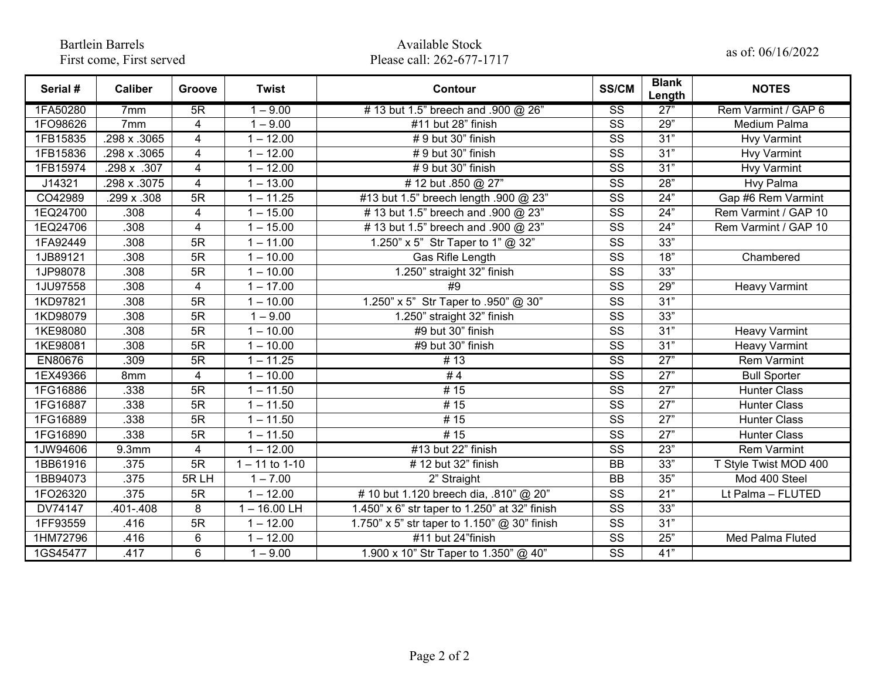Bartlein Barrels
First come, First served

Available Stock
Please call: 262-677-1717

as of: 06/16/2022

| Serial # | Caliber | Groove | Twist | Contour | SS/CM | Blank Length | NOTES |
|---|---|---|---|---|---|---|---|
| 1FA50280 | 7mm | 5R | 1 – 9.00 | # 13 but 1.5" breech and .900 @ 26" | SS | 27" | Rem Varmint / GAP 6 |
| 1FO98626 | 7mm | 4 | 1 – 9.00 | #11 but 28" finish | SS | 29" | Medium Palma |
| 1FB15835 | .298 x .3065 | 4 | 1 – 12.00 | # 9 but 30" finish | SS | 31" | Hvy Varmint |
| 1FB15836 | .298 x .3065 | 4 | 1 – 12.00 | # 9 but 30" finish | SS | 31" | Hvy Varmint |
| 1FB15974 | .298 x .307 | 4 | 1 – 12.00 | # 9 but 30" finish | SS | 31" | Hvy Varmint |
| J14321 | .298 x .3075 | 4 | 1 – 13.00 | # 12 but .850 @ 27" | SS | 28" | Hvy Palma |
| CO42989 | .299 x .308 | 5R | 1 – 11.25 | #13 but 1.5" breech length .900 @ 23" | SS | 24" | Gap #6 Rem Varmint |
| 1EQ24700 | .308 | 4 | 1 – 15.00 | # 13 but 1.5" breech and .900 @ 23" | SS | 24" | Rem Varmint / GAP 10 |
| 1EQ24706 | .308 | 4 | 1 – 15.00 | # 13 but 1.5" breech and .900 @ 23" | SS | 24" | Rem Varmint / GAP 10 |
| 1FA92449 | .308 | 5R | 1 – 11.00 | 1.250" x 5" Str Taper to 1" @ 32" | SS | 33" | |
| 1JB89121 | .308 | 5R | 1 – 10.00 | Gas Rifle Length | SS | 18" | Chambered |
| 1JP98078 | .308 | 5R | 1 – 10.00 | 1.250" straight 32" finish | SS | 33" | |
| 1JU97558 | .308 | 4 | 1 – 17.00 | #9 | SS | 29" | Heavy Varmint |
| 1KD97821 | .308 | 5R | 1 – 10.00 | 1.250" x 5" Str Taper to .950" @ 30" | SS | 31" | |
| 1KD98079 | .308 | 5R | 1 – 9.00 | 1.250" straight 32" finish | SS | 33" | |
| 1KE98080 | .308 | 5R | 1 – 10.00 | #9 but 30" finish | SS | 31" | Heavy Varmint |
| 1KE98081 | .308 | 5R | 1 – 10.00 | #9 but 30" finish | SS | 31" | Heavy Varmint |
| EN80676 | .309 | 5R | 1 – 11.25 | # 13 | SS | 27" | Rem Varmint |
| 1EX49366 | 8mm | 4 | 1 – 10.00 | # 4 | SS | 27" | Bull Sporter |
| 1FG16886 | .338 | 5R | 1 – 11.50 | # 15 | SS | 27" | Hunter Class |
| 1FG16887 | .338 | 5R | 1 – 11.50 | # 15 | SS | 27" | Hunter Class |
| 1FG16889 | .338 | 5R | 1 – 11.50 | # 15 | SS | 27" | Hunter Class |
| 1FG16890 | .338 | 5R | 1 – 11.50 | # 15 | SS | 27" | Hunter Class |
| 1JW94606 | 9.3mm | 4 | 1 – 12.00 | #13 but 22" finish | SS | 23" | Rem Varmint |
| 1BB61916 | .375 | 5R | 1 – 11 to 1-10 | # 12 but 32" finish | BB | 33" | T Style Twist MOD 400 |
| 1BB94073 | .375 | 5R LH | 1 – 7.00 | 2" Straight | BB | 35" | Mod 400 Steel |
| 1FO26320 | .375 | 5R | 1 – 12.00 | # 10 but 1.120 breech dia, .810" @ 20" | SS | 21" | Lt Palma – FLUTED |
| DV74147 | .401-.408 | 8 | 1 – 16.00 LH | 1.450" x 6" str taper to 1.250" at 32" finish | SS | 33" | |
| 1FF93559 | .416 | 5R | 1 – 12.00 | 1.750" x 5" str taper to 1.150" @ 30" finish | SS | 31" | |
| 1HM72796 | .416 | 6 | 1 – 12.00 | #11 but 24"finish | SS | 25" | Med Palma Fluted |
| 1GS45477 | .417 | 6 | 1 – 9.00 | 1.900 x 10" Str Taper to 1.350" @ 40" | SS | 41" | |